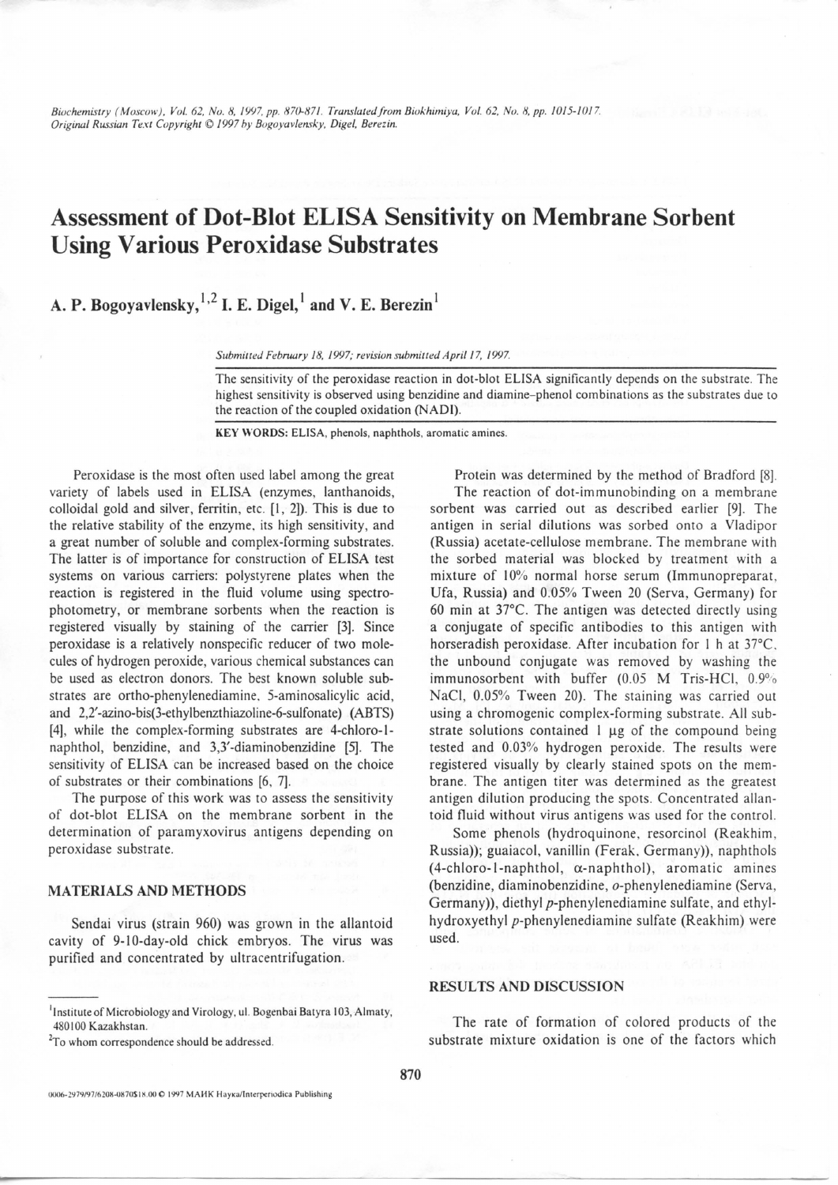# Assessment of Dot-Blot ELISA Sensitivity on Membrane Sorbent Using Various Peroxidase Substrates

**A. P. Bogoyavlensky,[1,2] I. E. Digel,[1] and V. E. Berezin[1]**

*Submitted February 18, 1997; revision submitted April 17, 1997.*

The sensitivity of the peroxidase reaction in dot-blot ELISA significantly depends on the substrate. The highest sensitivity is observed using benzidine and diamine–phenol combinations as the substrates due to the reaction of the coupled oxidation (NADI).

**KEY WORDS:** ELISA, phenols, naphthols, aromatic amines.

Peroxidase is the most often used label among the great variety of labels used in ELISA (enzymes, lanthanoids, colloidal gold and silver, ferritin, etc. [1, 2]). This is due to the relative stability of the enzyme, its high sensitivity, and a great number of soluble and complex-forming substrates. The latter is of importance for construction of ELISA test systems on various carriers: polystyrene plates when the reaction is registered in the fluid volume using spectrophotometry, or membrane sorbents when the reaction is registered visually by staining of the carrier [3]. Since peroxidase is a relatively nonspecific reducer of two molecules of hydrogen peroxide, various chemical substances can be used as electron donors. The best known soluble substrates are ortho-phenylenediamine, 5-aminosalicylic acid, and 2,2′-azino-bis(3-ethylbenzthiazoline-6-sulfonate) (ABTS) [4], while the complex-forming substrates are 4-chloro-1-naphthol, benzidine, and 3,3′-diaminobenzidine [5]. The sensitivity of ELISA can be increased based on the choice of substrates or their combinations [6, 7].

The purpose of this work was to assess the sensitivity of dot-blot ELISA on the membrane sorbent in the determination of paramyxovirus antigens depending on peroxidase substrate.

## MATERIALS AND METHODS

Sendai virus (strain 960) was grown in the allantoid cavity of 9-10-day-old chick embryos. The virus was purified and concentrated by ultracentrifugation.

Protein was determined by the method of Bradford [8].

The reaction of dot-immunobinding on a membrane sorbent was carried out as described earlier [9]. The antigen in serial dilutions was sorbed onto a Vladipor (Russia) acetate-cellulose membrane. The membrane with the sorbed material was blocked by treatment with a mixture of 10% normal horse serum (Immunopreparat, Ufa, Russia) and 0.05% Tween 20 (Serva, Germany) for 60 min at 37°C. The antigen was detected directly using a conjugate of specific antibodies to this antigen with horseradish peroxidase. After incubation for 1 h at 37°C, the unbound conjugate was removed by washing the immunosorbent with buffer (0.05 M Tris-HCl, 0.9% NaCl, 0.05% Tween 20). The staining was carried out using a chromogenic complex-forming substrate. All substrate solutions contained 1 μg of the compound being tested and 0.03% hydrogen peroxide. The results were registered visually by clearly stained spots on the membrane. The antigen titer was determined as the greatest antigen dilution producing the spots. Concentrated allantoid fluid without virus antigens was used for the control.

Some phenols (hydroquinone, resorcinol (Reakhim, Russia)); guaiacol, vanillin (Ferak, Germany)), naphthols (4-chloro-1-naphthol, α-naphthol), aromatic amines (benzidine, diaminobenzidine, *o*-phenylenediamine (Serva, Germany)), diethyl *p*-phenylenediamine sulfate, and ethylhydroxyethyl *p*-phenylenediamine sulfate (Reakhim) were used.

## RESULTS AND DISCUSSION

The rate of formation of colored products of the substrate mixture oxidation is one of the factors which

---

[1] Institute of Microbiology and Virology, ul. Bogenbai Batyra 103, Almaty, 480100 Kazakhstan.

[2] To whom correspondence should be addressed.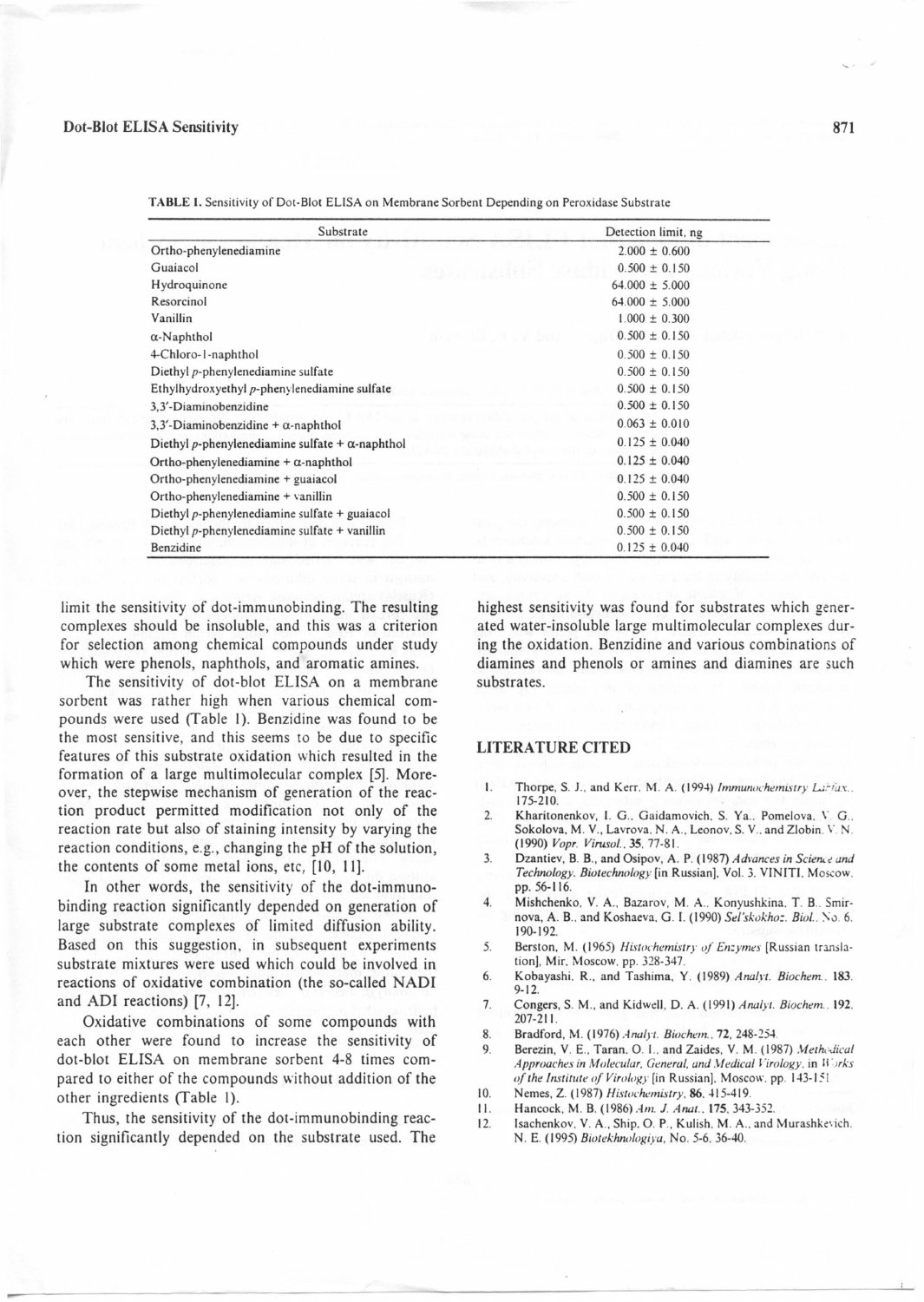TABLE 1. Sensitivity of Dot-Blot ELISA on Membrane Sorbent Depending on Peroxidase Substrate

| Substrate | Detection limit, ng |
|---|---|
| Ortho-phenylenediamine | 2.000 ± 0.600 |
| Guaiacol | 0.500 ± 0.150 |
| Hydroquinone | 64.000 ± 5.000 |
| Resorcinol | 64.000 ± 5.000 |
| Vanillin | 1.000 ± 0.300 |
| α-Naphthol | 0.500 ± 0.150 |
| 4-Chloro-1-naphthol | 0.500 ± 0.150 |
| Diethyl *p*-phenylenediamine sulfate | 0.500 ± 0.150 |
| Ethylhydroxyethyl *p*-phenylenediamine sulfate | 0.500 ± 0.150 |
| 3,3'-Diaminobenzidine | 0.500 ± 0.150 |
| 3,3'-Diaminobenzidine + α-naphthol | 0.063 ± 0.010 |
| Diethyl *p*-phenylenediamine sulfate + α-naphthol | 0.125 ± 0.040 |
| Ortho-phenylenediamine + α-naphthol | 0.125 ± 0.040 |
| Ortho-phenylenediamine + guaiacol | 0.125 ± 0.040 |
| Ortho-phenylenediamine + vanillin | 0.500 ± 0.150 |
| Diethyl *p*-phenylenediamine sulfate + guaiacol | 0.500 ± 0.150 |
| Diethyl *p*-phenylenediamine sulfate + vanillin | 0.500 ± 0.150 |
| Benzidine | 0.125 ± 0.040 |

limit the sensitivity of dot-immunobinding. The resulting complexes should be insoluble, and this was a criterion for selection among chemical compounds under study which were phenols, naphthols, and aromatic amines.

The sensitivity of dot-blot ELISA on a membrane sorbent was rather high when various chemical compounds were used (Table 1). Benzidine was found to be the most sensitive, and this seems to be due to specific features of this substrate oxidation which resulted in the formation of a large multimolecular complex [5]. Moreover, the stepwise mechanism of generation of the reaction product permitted modification not only of the reaction rate but also of staining intensity by varying the reaction conditions, e.g., changing the pH of the solution, the contents of some metal ions, etc, [10, 11].

In other words, the sensitivity of the dot-immunobinding reaction significantly depended on generation of large substrate complexes of limited diffusion ability. Based on this suggestion, in subsequent experiments substrate mixtures were used which could be involved in reactions of oxidative combination (the so-called NADI and ADI reactions) [7, 12].

Oxidative combinations of some compounds with each other were found to increase the sensitivity of dot-blot ELISA on membrane sorbent 4-8 times compared to either of the compounds without addition of the other ingredients (Table 1).

Thus, the sensitivity of the dot-immunobinding reaction significantly depended on the substrate used. The highest sensitivity was found for substrates which generated water-insoluble large multimolecular complexes during the oxidation. Benzidine and various combinations of diamines and phenols or amines and diamines are such substrates.

## LITERATURE CITED

1. Thorpe, S. J., and Kerr, M. A. (1994) *Immunochemistry Labfax*, 175-210.
2. Kharitonenkov, I. G., Gaidamovich, S. Ya., Pomelova, V. G., Sokolova, M. V., Lavrova, N. A., Leonov, S. V., and Zlobin, V. N. (1990) *Vopr. Virusol.*, 35, 77-81.
3. Dzantiev, B. B., and Osipov, A. P. (1987) *Advances in Science and Technology. Biotechnology* [in Russian], Vol. 3, VINITI, Moscow, pp. 56-116.
4. Mishchenko, V. A., Bazarov, M. A., Konyushkina, T. B., Smirnova, A. B., and Koshaeva, G. I. (1990) *Sel'skokhoz. Biol.*, No. 6, 190-192.
5. Berston, M. (1965) *Histochemistry of Enzymes* [Russian translation], Mir, Moscow, pp. 328-347.
6. Kobayashi, R., and Tashima, Y. (1989) *Analyt. Biochem.*, 183, 9-12.
7. Congers, S. M., and Kidwell, D. A. (1991) *Analyt. Biochem.*, 192, 207-211.
8. Bradford, M. (1976) *Analyt. Biochem.*, 72, 248-254.
9. Berezin, V. E., Taran, O. I., and Zaides, V. M. (1987) *Methodical Approaches in Molecular, General, and Medical Virology*, in *Works of the Institute of Virology* [in Russian], Moscow, pp. 143-151
10. Nemes, Z. (1987) *Histochemistry*, 86, 415-419.
11. Hancock, M. B. (1986) *Am. J. Anat.*, 175, 343-352.
12. Isachenkov, V. A., Ship, O. P., Kulish, M. A., and Murashkevich, N. E. (1995) *Biotekhnologiya*, No. 5-6, 36-40.